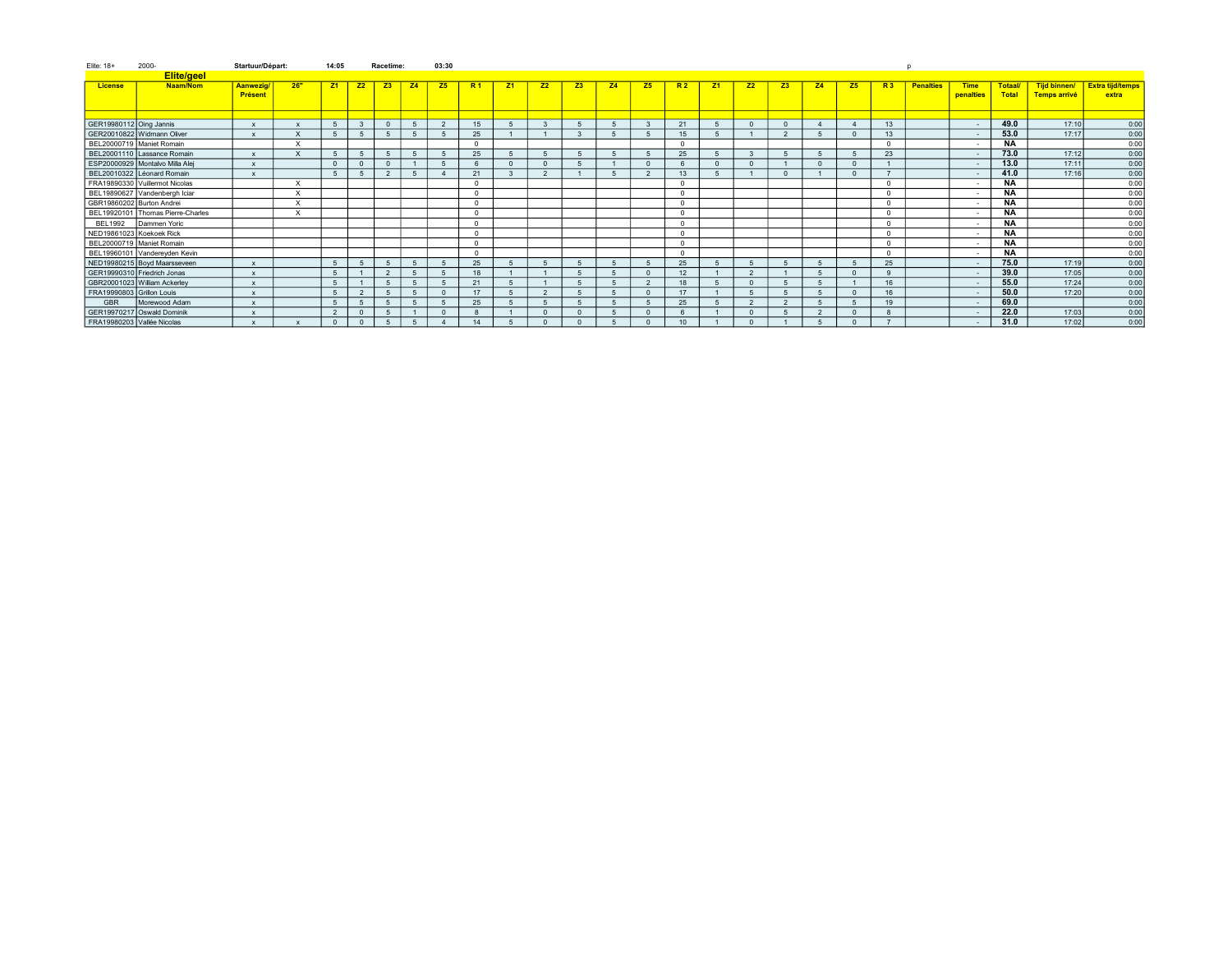Elite: 18+ 2000- **Startuur/Départ:** 14:05 **Racetime:** 03:30 p

**Elite/geel**

| License | Naam/Nom | Aanwezig/ Présent | 26" | Z1 | Z2 | Z3 | Z4 | Z5 | R 1 | Z1 | Z2 | Z3 | Z4 | Z5 | R 2 | Z1 | Z2 | Z3 | Z4 | Z5 | R 3 | Penalties | Time penalties | Totaal/ Total | Tijd binnen/ Temps arrivé | Extra tijd/temps extra |
|---|---|---|---|---|---|---|---|---|---|---|---|---|---|---|---|---|---|---|---|---|---|---|---|---|---|---|
| GER19980112 | Oing Jannis | x | x | 5 | 3 | 0 | 5 | 2 | 15 | 5 | 3 | 5 | 5 | 3 | 21 | 5 | 0 | 0 | 4 | 4 | 13 | | - | **49.0** | 17:10 | 0:00 |
| GER20010822 | Widmann Oliver | x | X | 5 | 5 | 5 | 5 | 5 | 25 | 1 | 1 | 3 | 5 | 5 | 15 | 5 | 1 | 2 | 5 | 0 | 13 | | - | **53.0** | 17:17 | 0:00 |
| BEL20000719 | Maniet Romain | | X | | | | | | 0 | | | | | | 0 | | | | | | 0 | | - | **NA** | | 0:00 |
| BEL20001110 | Lassance Romain | x | X | 5 | 5 | 5 | 5 | 5 | 25 | 5 | 5 | 5 | 5 | 5 | 25 | 5 | 3 | 5 | 5 | 5 | 23 | | - | **73.0** | 17:12 | 0:00 |
| ESP20000929 | Montalvo Milla Alej | x | | 0 | 0 | 0 | 1 | 5 | 6 | 0 | 0 | 5 | 1 | 0 | 6 | 0 | 0 | 1 | 0 | 0 | 1 | | - | **13.0** | 17:11 | 0:00 |
| BEL20010322 | Léonard Romain | x | | 5 | 5 | 2 | 5 | 4 | 21 | 3 | 2 | 1 | 5 | 2 | 13 | 5 | 1 | 0 | 1 | 0 | 7 | | - | **41.0** | 17:16 | 0:00 |
| FRA19890330 | Vuillermot Nicolas | | X | | | | | | 0 | | | | | | 0 | | | | | | 0 | | - | **NA** | | 0:00 |
| BEL19890627 | Vandenbergh Iciar | | X | | | | | | 0 | | | | | | 0 | | | | | | 0 | | - | **NA** | | 0:00 |
| GBR19860202 | Burton Andrei | | X | | | | | | 0 | | | | | | 0 | | | | | | 0 | | - | **NA** | | 0:00 |
| BEL19920101 | Thomas Pierre-Charles | | X | | | | | | 0 | | | | | | 0 | | | | | | 0 | | - | **NA** | | 0:00 |
| BEL1992 | Dammen Yoric | | | | | | | | 0 | | | | | | 0 | | | | | | 0 | | - | **NA** | | 0:00 |
| NED19861023 | Koekoek Rick | | | | | | | | 0 | | | | | | 0 | | | | | | 0 | | - | **NA** | | 0:00 |
| BEL20000719 | Maniet Romain | | | | | | | | 0 | | | | | | 0 | | | | | | 0 | | - | **NA** | | 0:00 |
| BEL19960101 | Vandereyden Kevin | | | | | | | | 0 | | | | | | 0 | | | | | | 0 | | - | **NA** | | 0:00 |
| NED19980215 | Boyd Maarsseveen | x | | 5 | 5 | 5 | 5 | 5 | 25 | 5 | 5 | 5 | 5 | 5 | 25 | 5 | 5 | 5 | 5 | 5 | 25 | | - | **75.0** | 17:19 | 0:00 |
| GER19990310 | Friedrich Jonas | x | | 5 | 1 | 2 | 5 | 5 | 18 | 1 | 1 | 5 | 5 | 0 | 12 | 1 | 2 | 1 | 5 | 0 | 9 | | - | **39.0** | 17:05 | 0:00 |
| GBR20001023 | William Ackerley | x | | 5 | 1 | 5 | 5 | 5 | 21 | 5 | 1 | 5 | 5 | 2 | 18 | 5 | 0 | 5 | 5 | 1 | 16 | | - | **55.0** | 17:24 | 0:00 |
| FRA19990803 | Grillon Louis | x | | 5 | 2 | 5 | 5 | 0 | 17 | 5 | 2 | 5 | 5 | 0 | 17 | 1 | 5 | 5 | 5 | 0 | 16 | | - | **50.0** | 17:20 | 0:00 |
| GBR | Morewood Adam | x | | 5 | 5 | 5 | 5 | 5 | 25 | 5 | 5 | 5 | 5 | 5 | 25 | 5 | 2 | 2 | 5 | 5 | 19 | | - | **69.0** | | 0:00 |
| GER19970217 | Oswald Dominik | x | | 2 | 0 | 5 | 1 | 0 | 8 | 1 | 0 | 0 | 5 | 0 | 6 | 1 | 0 | 5 | 2 | 0 | 8 | | - | **22.0** | 17:03 | 0:00 |
| FRA19980203 | Vallée Nicolas | x | x | 0 | 0 | 5 | 5 | 4 | 14 | 5 | 0 | 0 | 5 | 0 | 10 | 1 | 0 | 1 | 5 | 0 | 7 | | - | **31.0** | 17:02 | 0:00 |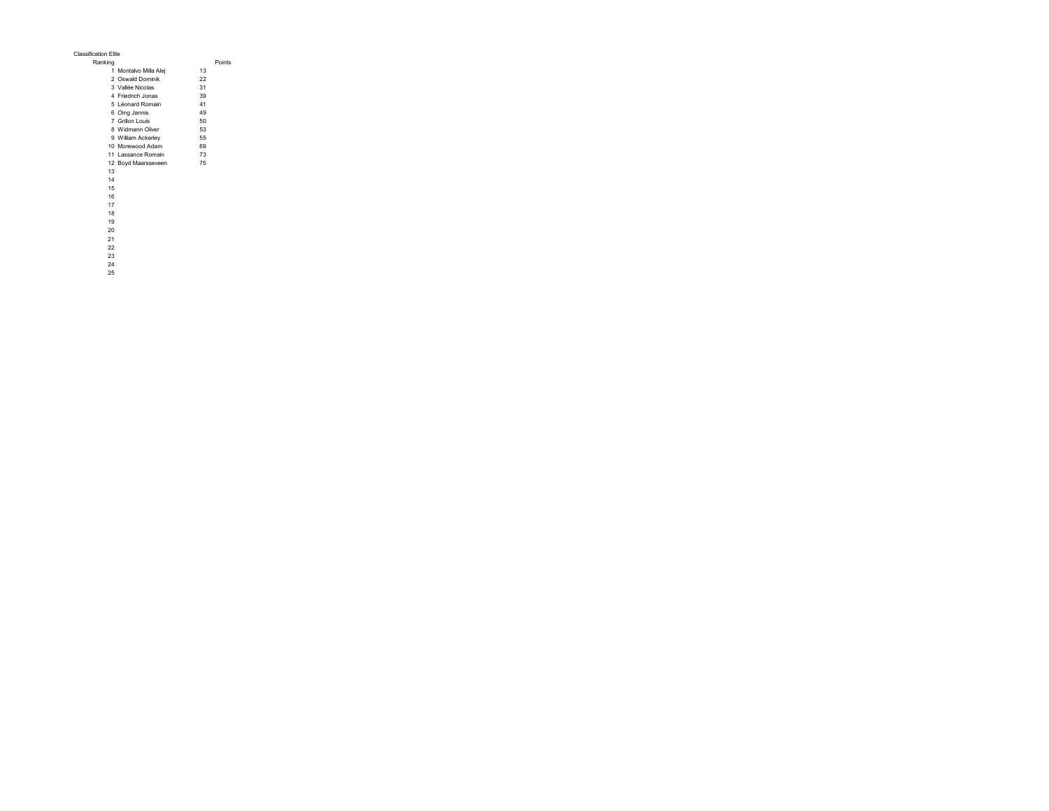Classification Elite

| Ranking | | Points |
|---|---|---|
| 1 | Montalvo Milla Alej | 13 |
| 2 | Oswald Dominik | 22 |
| 3 | Vallée Nicolas | 31 |
| 4 | Friedrich Jonas | 39 |
| 5 | Léonard Romain | 41 |
| 6 | Oing Jannis | 49 |
| 7 | Grillon Louis | 50 |
| 8 | Widmann Oliver | 53 |
| 9 | William Ackerley | 55 |
| 10 | Morewood Adam | 69 |
| 11 | Lassance Romain | 73 |
| 12 | Boyd Maarsseveen | 75 |
| 13 | | |
| 14 | | |
| 15 | | |
| 16 | | |
| 17 | | |
| 18 | | |
| 19 | | |
| 20 | | |
| 21 | | |
| 22 | | |
| 23 | | |
| 24 | | |
| 25 | | |